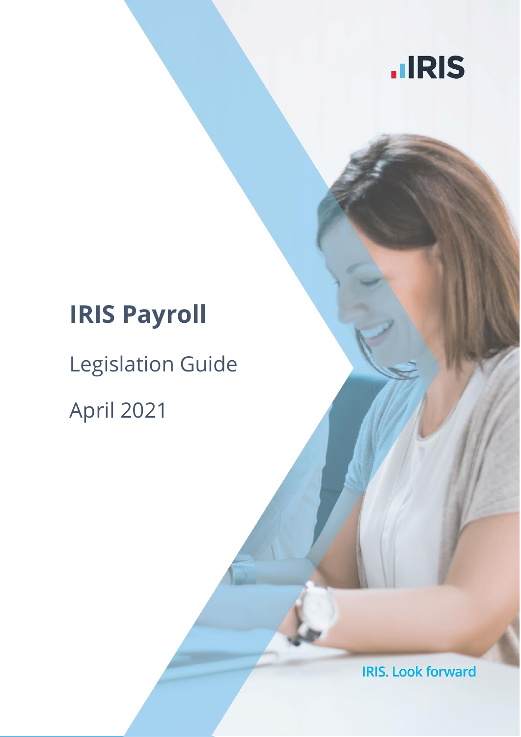IRIS

# IRIS Payroll

Legislation Guide

April 2021

IRIS. Look forward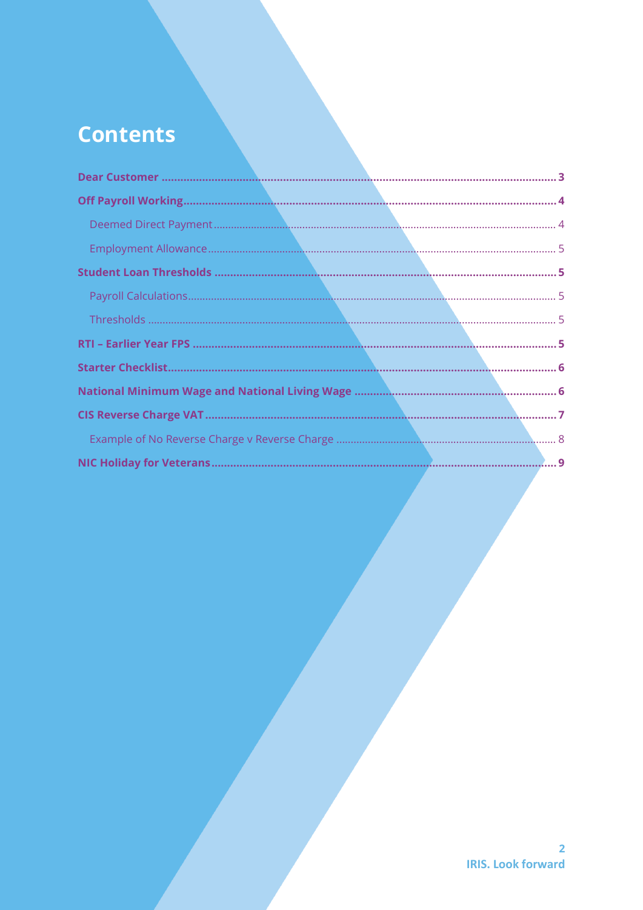# Contents

**Dear Customer** .................................................................... **3**

**Off Payroll Working** .................................................................... **4**

- Deemed Direct Payment .................................................................... 4
- Employment Allowance .................................................................... 5

**Student Loan Thresholds** .................................................................... **5**

- Payroll Calculations .................................................................... 5
- Thresholds .................................................................... 5

**RTI – Earlier Year FPS** .................................................................... **5**

**Starter Checklist** .................................................................... **6**

**National Minimum Wage and National Living Wage** .................................................................... **6**

**CIS Reverse Charge VAT** .................................................................... **7**

- Example of No Reverse Charge v Reverse Charge .................................................................... 8

**NIC Holiday for Veterans** .................................................................... **9**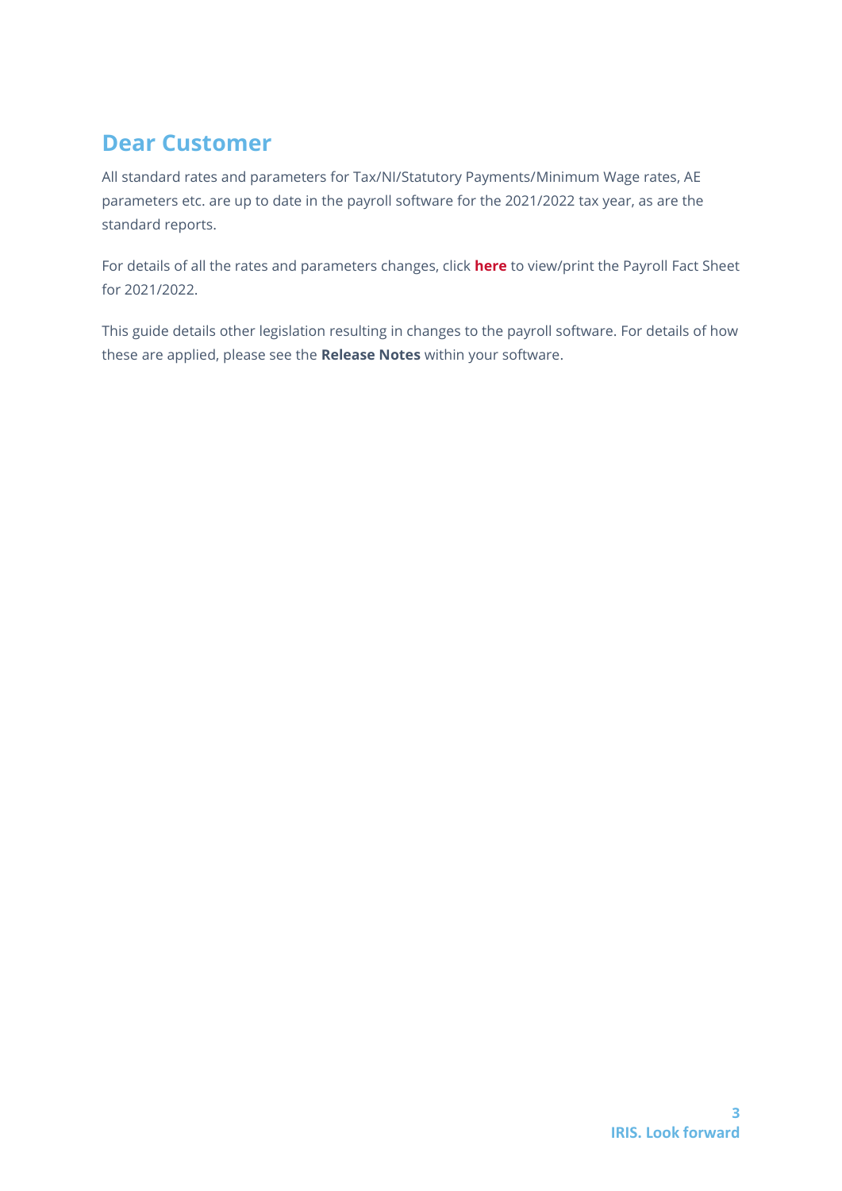## Dear Customer

All standard rates and parameters for Tax/NI/Statutory Payments/Minimum Wage rates, AE parameters etc. are up to date in the payroll software for the 2021/2022 tax year, as are the standard reports.

For details of all the rates and parameters changes, click **here** to view/print the Payroll Fact Sheet for 2021/2022.

This guide details other legislation resulting in changes to the payroll software. For details of how these are applied, please see the **Release Notes** within your software.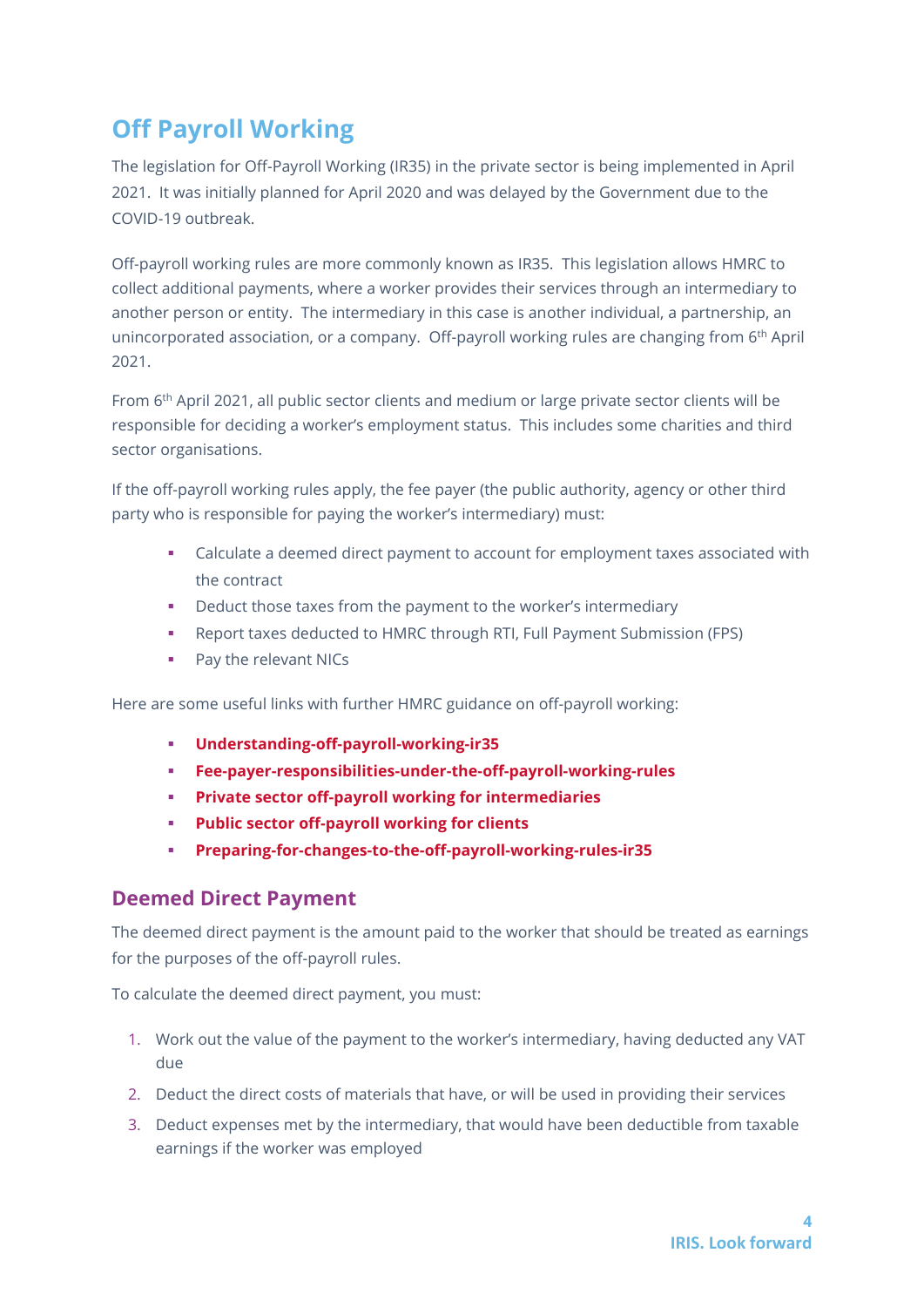# Off Payroll Working

The legislation for Off-Payroll Working (IR35) in the private sector is being implemented in April 2021. It was initially planned for April 2020 and was delayed by the Government due to the COVID-19 outbreak.

Off-payroll working rules are more commonly known as IR35. This legislation allows HMRC to collect additional payments, where a worker provides their services through an intermediary to another person or entity. The intermediary in this case is another individual, a partnership, an unincorporated association, or a company. Off-payroll working rules are changing from 6th April 2021.

From 6th April 2021, all public sector clients and medium or large private sector clients will be responsible for deciding a worker's employment status. This includes some charities and third sector organisations.

If the off-payroll working rules apply, the fee payer (the public authority, agency or other third party who is responsible for paying the worker's intermediary) must:

- Calculate a deemed direct payment to account for employment taxes associated with the contract
- Deduct those taxes from the payment to the worker's intermediary
- Report taxes deducted to HMRC through RTI, Full Payment Submission (FPS)
- Pay the relevant NICs

Here are some useful links with further HMRC guidance on off-payroll working:

- **Understanding-off-payroll-working-ir35**
- **Fee-payer-responsibilities-under-the-off-payroll-working-rules**
- **Private sector off-payroll working for intermediaries**
- **Public sector off-payroll working for clients**
- **Preparing-for-changes-to-the-off-payroll-working-rules-ir35**

## Deemed Direct Payment

The deemed direct payment is the amount paid to the worker that should be treated as earnings for the purposes of the off-payroll rules.

To calculate the deemed direct payment, you must:

1. Work out the value of the payment to the worker's intermediary, having deducted any VAT due
2. Deduct the direct costs of materials that have, or will be used in providing their services
3. Deduct expenses met by the intermediary, that would have been deductible from taxable earnings if the worker was employed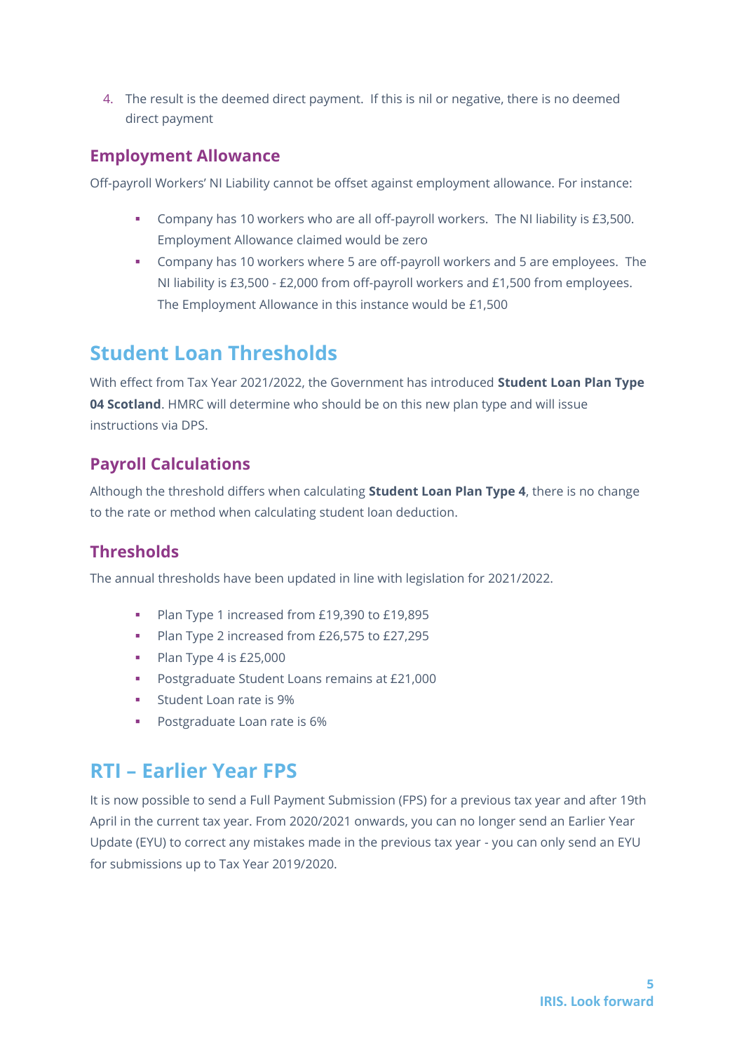4. The result is the deemed direct payment. If this is nil or negative, there is no deemed direct payment

### Employment Allowance

Off-payroll Workers' NI Liability cannot be offset against employment allowance. For instance:

- Company has 10 workers who are all off-payroll workers. The NI liability is £3,500. Employment Allowance claimed would be zero
- Company has 10 workers where 5 are off-payroll workers and 5 are employees. The NI liability is £3,500 - £2,000 from off-payroll workers and £1,500 from employees. The Employment Allowance in this instance would be £1,500

## Student Loan Thresholds

With effect from Tax Year 2021/2022, the Government has introduced **Student Loan Plan Type 04 Scotland**. HMRC will determine who should be on this new plan type and will issue instructions via DPS.

### Payroll Calculations

Although the threshold differs when calculating **Student Loan Plan Type 4**, there is no change to the rate or method when calculating student loan deduction.

### Thresholds

The annual thresholds have been updated in line with legislation for 2021/2022.

- Plan Type 1 increased from £19,390 to £19,895
- Plan Type 2 increased from £26,575 to £27,295
- Plan Type 4 is £25,000
- Postgraduate Student Loans remains at £21,000
- Student Loan rate is 9%
- Postgraduate Loan rate is 6%

## RTI – Earlier Year FPS

It is now possible to send a Full Payment Submission (FPS) for a previous tax year and after 19th April in the current tax year. From 2020/2021 onwards, you can no longer send an Earlier Year Update (EYU) to correct any mistakes made in the previous tax year - you can only send an EYU for submissions up to Tax Year 2019/2020.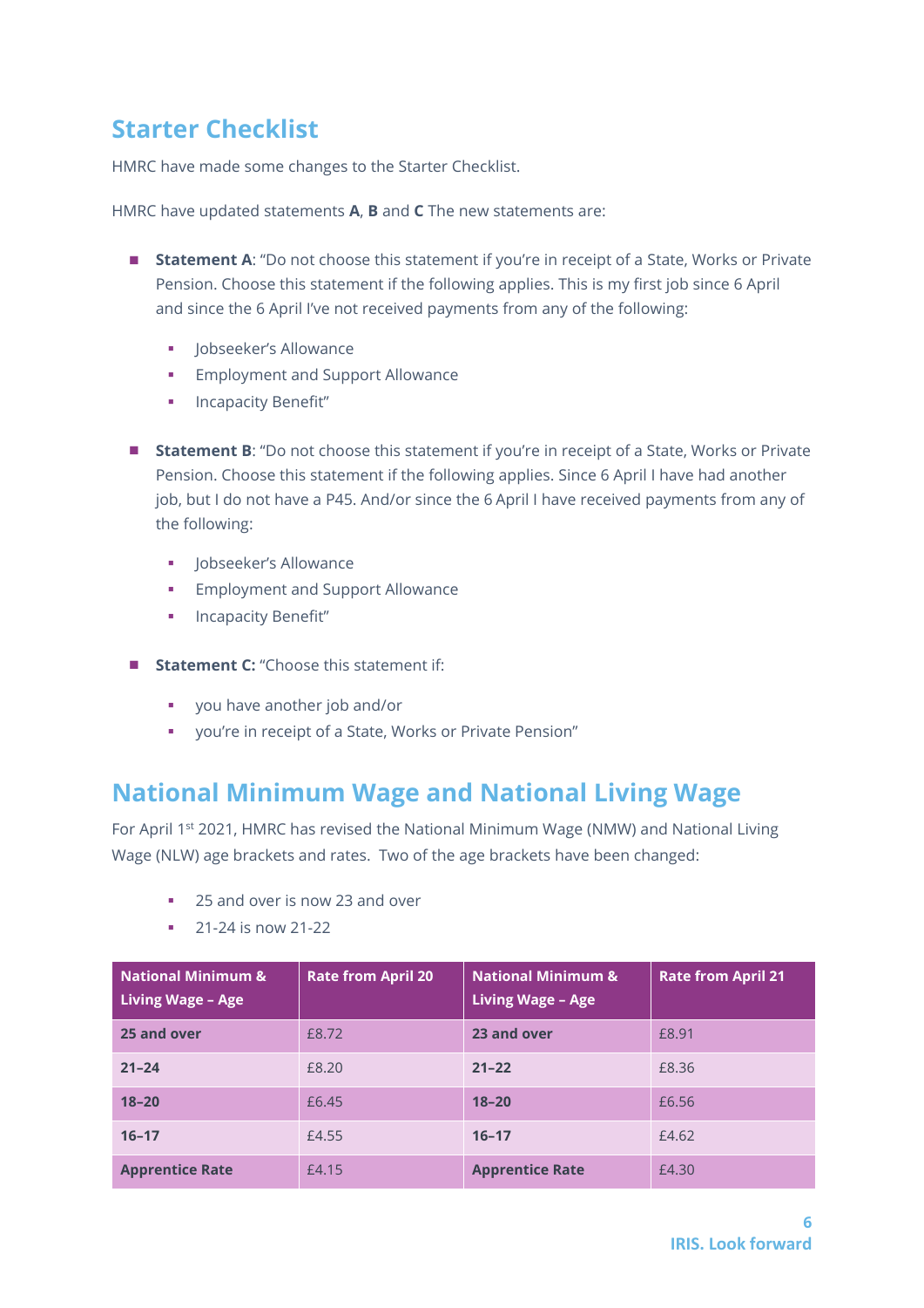## Starter Checklist

HMRC have made some changes to the Starter Checklist.

HMRC have updated statements **A**, **B** and **C** The new statements are:

- **Statement A**: "Do not choose this statement if you're in receipt of a State, Works or Private Pension. Choose this statement if the following applies. This is my first job since 6 April and since the 6 April I've not received payments from any of the following:
  - Jobseeker's Allowance
  - Employment and Support Allowance
  - Incapacity Benefit"
- **Statement B**: "Do not choose this statement if you're in receipt of a State, Works or Private Pension. Choose this statement if the following applies. Since 6 April I have had another job, but I do not have a P45. And/or since the 6 April I have received payments from any of the following:
  - Jobseeker's Allowance
  - Employment and Support Allowance
  - Incapacity Benefit"
- **Statement C:** "Choose this statement if:
  - you have another job and/or
  - you're in receipt of a State, Works or Private Pension"

## National Minimum Wage and National Living Wage

For April 1st 2021, HMRC has revised the National Minimum Wage (NMW) and National Living Wage (NLW) age brackets and rates. Two of the age brackets have been changed:

- 25 and over is now 23 and over
- 21-24 is now 21-22

| National Minimum & Living Wage – Age | Rate from April 20 | National Minimum & Living Wage – Age | Rate from April 21 |
|---|---|---|---|
| **25 and over** | £8.72 | **23 and over** | £8.91 |
| **21–24** | £8.20 | **21–22** | £8.36 |
| **18–20** | £6.45 | **18–20** | £6.56 |
| **16–17** | £4.55 | **16–17** | £4.62 |
| **Apprentice Rate** | £4.15 | **Apprentice Rate** | £4.30 |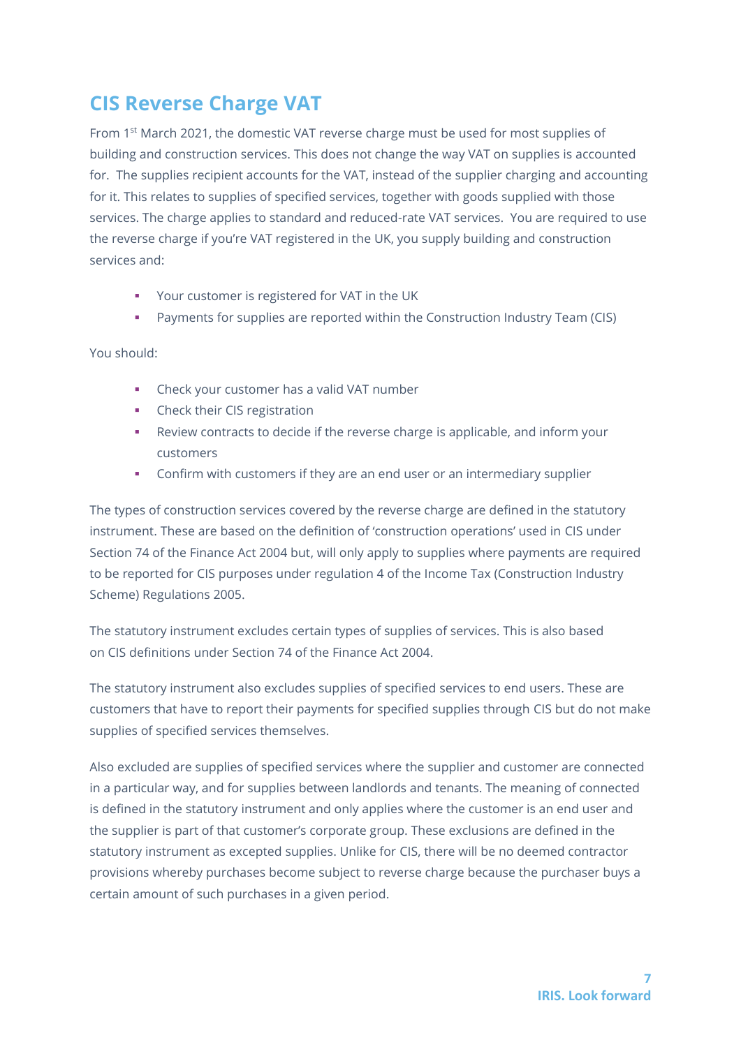## CIS Reverse Charge VAT

From 1st March 2021, the domestic VAT reverse charge must be used for most supplies of building and construction services. This does not change the way VAT on supplies is accounted for. The supplies recipient accounts for the VAT, instead of the supplier charging and accounting for it. This relates to supplies of specified services, together with goods supplied with those services. The charge applies to standard and reduced-rate VAT services. You are required to use the reverse charge if you're VAT registered in the UK, you supply building and construction services and:

- Your customer is registered for VAT in the UK
- Payments for supplies are reported within the Construction Industry Team (CIS)

You should:

- Check your customer has a valid VAT number
- Check their CIS registration
- Review contracts to decide if the reverse charge is applicable, and inform your customers
- Confirm with customers if they are an end user or an intermediary supplier

The types of construction services covered by the reverse charge are defined in the statutory instrument. These are based on the definition of 'construction operations' used in CIS under Section 74 of the Finance Act 2004 but, will only apply to supplies where payments are required to be reported for CIS purposes under regulation 4 of the Income Tax (Construction Industry Scheme) Regulations 2005.

The statutory instrument excludes certain types of supplies of services. This is also based on CIS definitions under Section 74 of the Finance Act 2004.

The statutory instrument also excludes supplies of specified services to end users. These are customers that have to report their payments for specified supplies through CIS but do not make supplies of specified services themselves.

Also excluded are supplies of specified services where the supplier and customer are connected in a particular way, and for supplies between landlords and tenants. The meaning of connected is defined in the statutory instrument and only applies where the customer is an end user and the supplier is part of that customer's corporate group. These exclusions are defined in the statutory instrument as excepted supplies. Unlike for CIS, there will be no deemed contractor provisions whereby purchases become subject to reverse charge because the purchaser buys a certain amount of such purchases in a given period.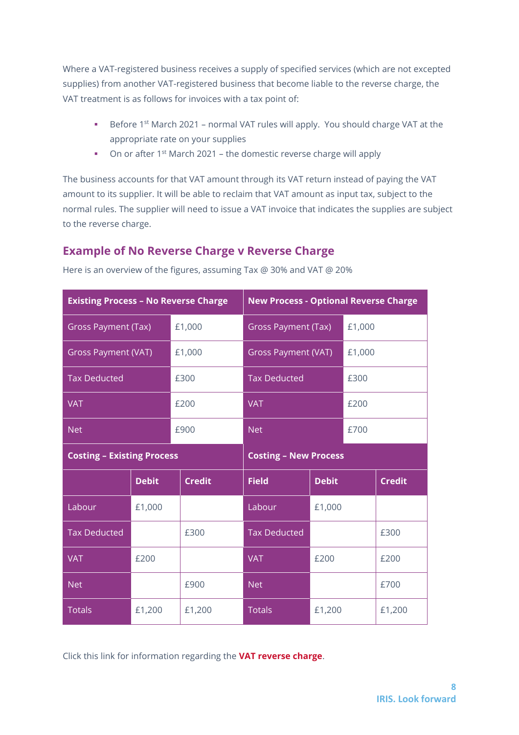Where a VAT-registered business receives a supply of specified services (which are not excepted supplies) from another VAT-registered business that become liable to the reverse charge, the VAT treatment is as follows for invoices with a tax point of:

- Before 1st March 2021 – normal VAT rules will apply. You should charge VAT at the appropriate rate on your supplies
- On or after 1st March 2021 – the domestic reverse charge will apply

The business accounts for that VAT amount through its VAT return instead of paying the VAT amount to its supplier. It will be able to reclaim that VAT amount as input tax, subject to the normal rules. The supplier will need to issue a VAT invoice that indicates the supplies are subject to the reverse charge.

## Example of No Reverse Charge v Reverse Charge

Here is an overview of the figures, assuming Tax @ 30% and VAT @ 20%

| **Existing Process – No Reverse Charge** | | | **New Process - Optional Reverse Charge** | | |
|---|---|---|---|---|---|
| Gross Payment (Tax) | £1,000 | | Gross Payment (Tax) | £1,000 | |
| Gross Payment (VAT) | £1,000 | | Gross Payment (VAT) | £1,000 | |
| Tax Deducted | £300 | | Tax Deducted | £300 | |
| VAT | £200 | | VAT | £200 | |
| Net | £900 | | Net | £700 | |
| **Costing – Existing Process** | | | **Costing – New Process** | | |
| | **Debit** | **Credit** | **Field** | **Debit** | **Credit** |
| Labour | £1,000 | | Labour | £1,000 | |
| Tax Deducted | | £300 | Tax Deducted | | £300 |
| VAT | £200 | | VAT | £200 | £200 |
| Net | | £900 | Net | | £700 |
| Totals | £1,200 | £1,200 | Totals | £1,200 | £1,200 |

Click this link for information regarding the **VAT reverse charge**.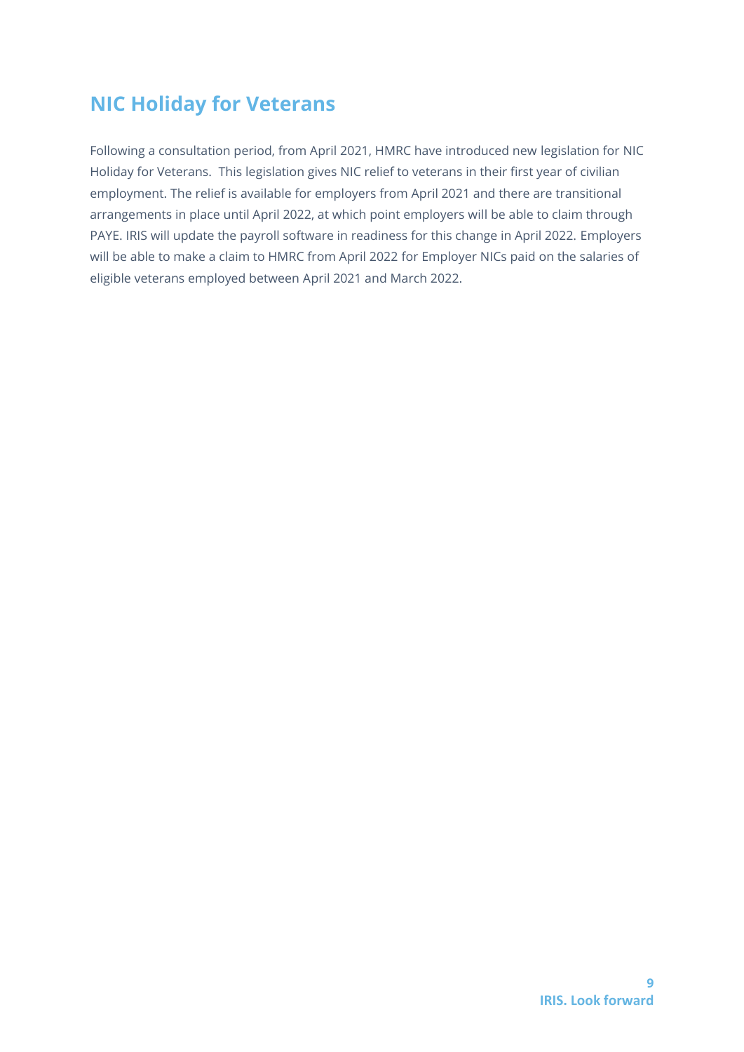## NIC Holiday for Veterans

Following a consultation period, from April 2021, HMRC have introduced new legislation for NIC Holiday for Veterans. This legislation gives NIC relief to veterans in their first year of civilian employment. The relief is available for employers from April 2021 and there are transitional arrangements in place until April 2022, at which point employers will be able to claim through PAYE. IRIS will update the payroll software in readiness for this change in April 2022. Employers will be able to make a claim to HMRC from April 2022 for Employer NICs paid on the salaries of eligible veterans employed between April 2021 and March 2022.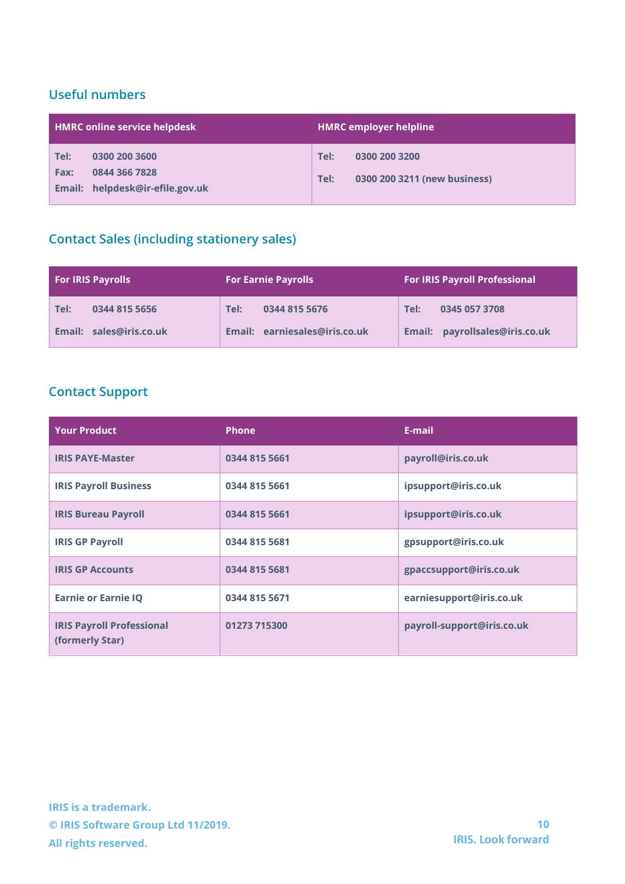## Useful numbers

| HMRC online service helpdesk | HMRC employer helpline |
|---|---|
| **Tel:** 0300 200 3600<br>**Fax:** 0844 366 7828<br>**Email:** helpdesk@ir-efile.gov.uk | **Tel:** 0300 200 3200<br>**Tel:** 0300 200 3211 (new business) |

## Contact Sales (including stationery sales)

| For IRIS Payrolls | For Earnie Payrolls | For IRIS Payroll Professional |
|---|---|---|
| **Tel:** 0344 815 5656<br>**Email:** sales@iris.co.uk | **Tel:** 0344 815 5676<br>**Email:** earniesales@iris.co.uk | **Tel:** 0345 057 3708<br>**Email:** payrollsales@iris.co.uk |

## Contact Support

| Your Product | Phone | E-mail |
|---|---|---|
| IRIS PAYE-Master | 0344 815 5661 | payroll@iris.co.uk |
| IRIS Payroll Business | 0344 815 5661 | ipsupport@iris.co.uk |
| IRIS Bureau Payroll | 0344 815 5661 | ipsupport@iris.co.uk |
| IRIS GP Payroll | 0344 815 5681 | gpsupport@iris.co.uk |
| IRIS GP Accounts | 0344 815 5681 | gpaccsupport@iris.co.uk |
| Earnie or Earnie IQ | 0344 815 5671 | earniesupport@iris.co.uk |
| IRIS Payroll Professional (formerly Star) | 01273 715300 | payroll-support@iris.co.uk |

IRIS is a trademark.
© IRIS Software Group Ltd 11/2019.
All rights reserved.

IRIS. Look forward